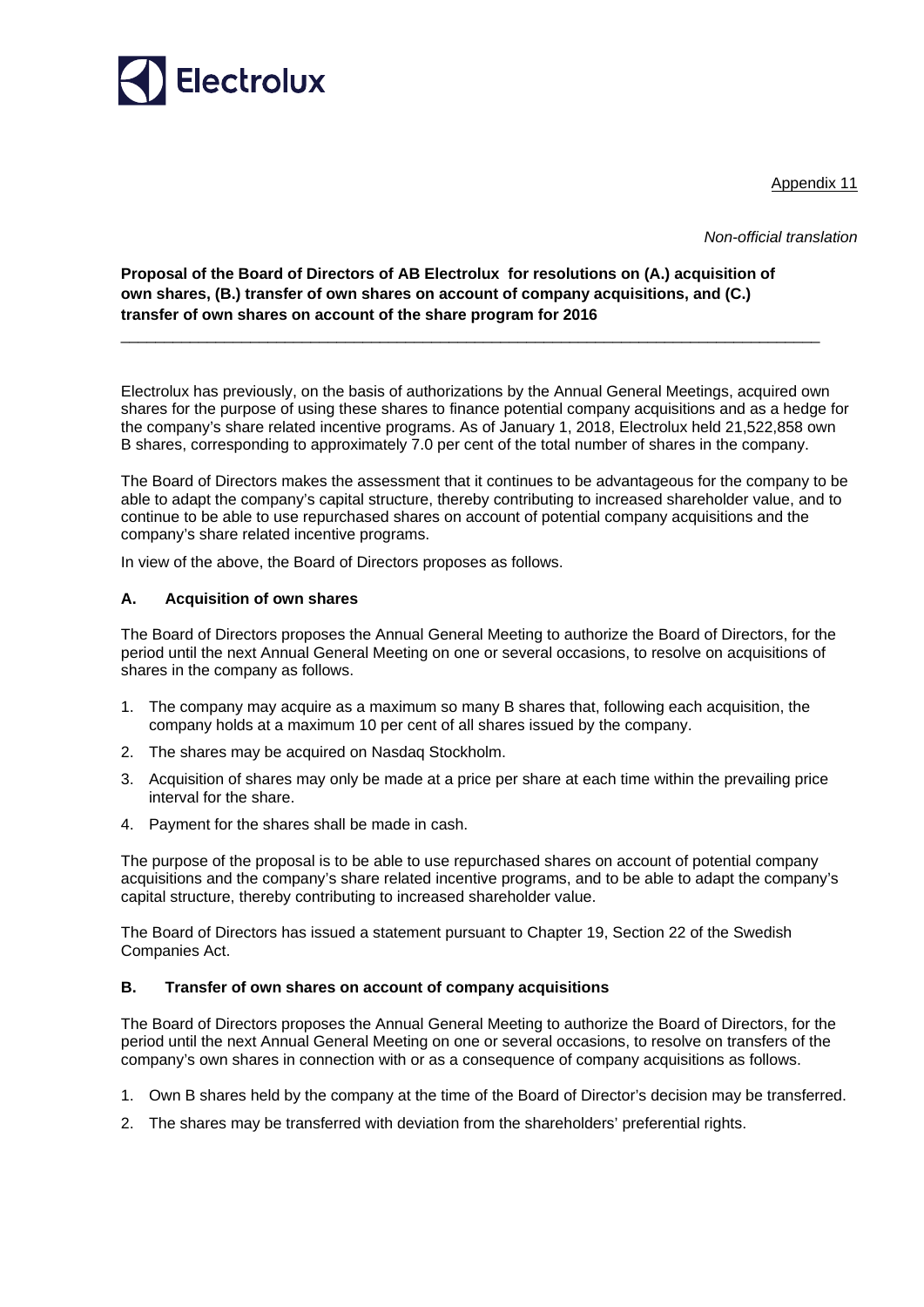Appendix 11

*Non-official translation*

**Proposal of the Board of Directors of AB Electrolux for resolutions on (A.) acquisition of own shares, (B.) transfer of own shares on account of company acquisitions, and (C.) transfer of own shares on account of the share program for 2016**

---

Electrolux has previously, on the basis of authorizations by the Annual General Meetings, acquired own shares for the purpose of using these shares to finance potential company acquisitions and as a hedge for the company's share related incentive programs. As of January 1, 2018, Electrolux held 21,522,858 own B shares, corresponding to approximately 7.0 per cent of the total number of shares in the company.

The Board of Directors makes the assessment that it continues to be advantageous for the company to be able to adapt the company's capital structure, thereby contributing to increased shareholder value, and to continue to be able to use repurchased shares on account of potential company acquisitions and the company's share related incentive programs.

In view of the above, the Board of Directors proposes as follows.

### A. Acquisition of own shares

The Board of Directors proposes the Annual General Meeting to authorize the Board of Directors, for the period until the next Annual General Meeting on one or several occasions, to resolve on acquisitions of shares in the company as follows.

1. The company may acquire as a maximum so many B shares that, following each acquisition, the company holds at a maximum 10 per cent of all shares issued by the company.
2. The shares may be acquired on Nasdaq Stockholm.
3. Acquisition of shares may only be made at a price per share at each time within the prevailing price interval for the share.
4. Payment for the shares shall be made in cash.

The purpose of the proposal is to be able to use repurchased shares on account of potential company acquisitions and the company's share related incentive programs, and to be able to adapt the company's capital structure, thereby contributing to increased shareholder value.

The Board of Directors has issued a statement pursuant to Chapter 19, Section 22 of the Swedish Companies Act.

### B. Transfer of own shares on account of company acquisitions

The Board of Directors proposes the Annual General Meeting to authorize the Board of Directors, for the period until the next Annual General Meeting on one or several occasions, to resolve on transfers of the company's own shares in connection with or as a consequence of company acquisitions as follows.

1. Own B shares held by the company at the time of the Board of Director's decision may be transferred.
2. The shares may be transferred with deviation from the shareholders' preferential rights.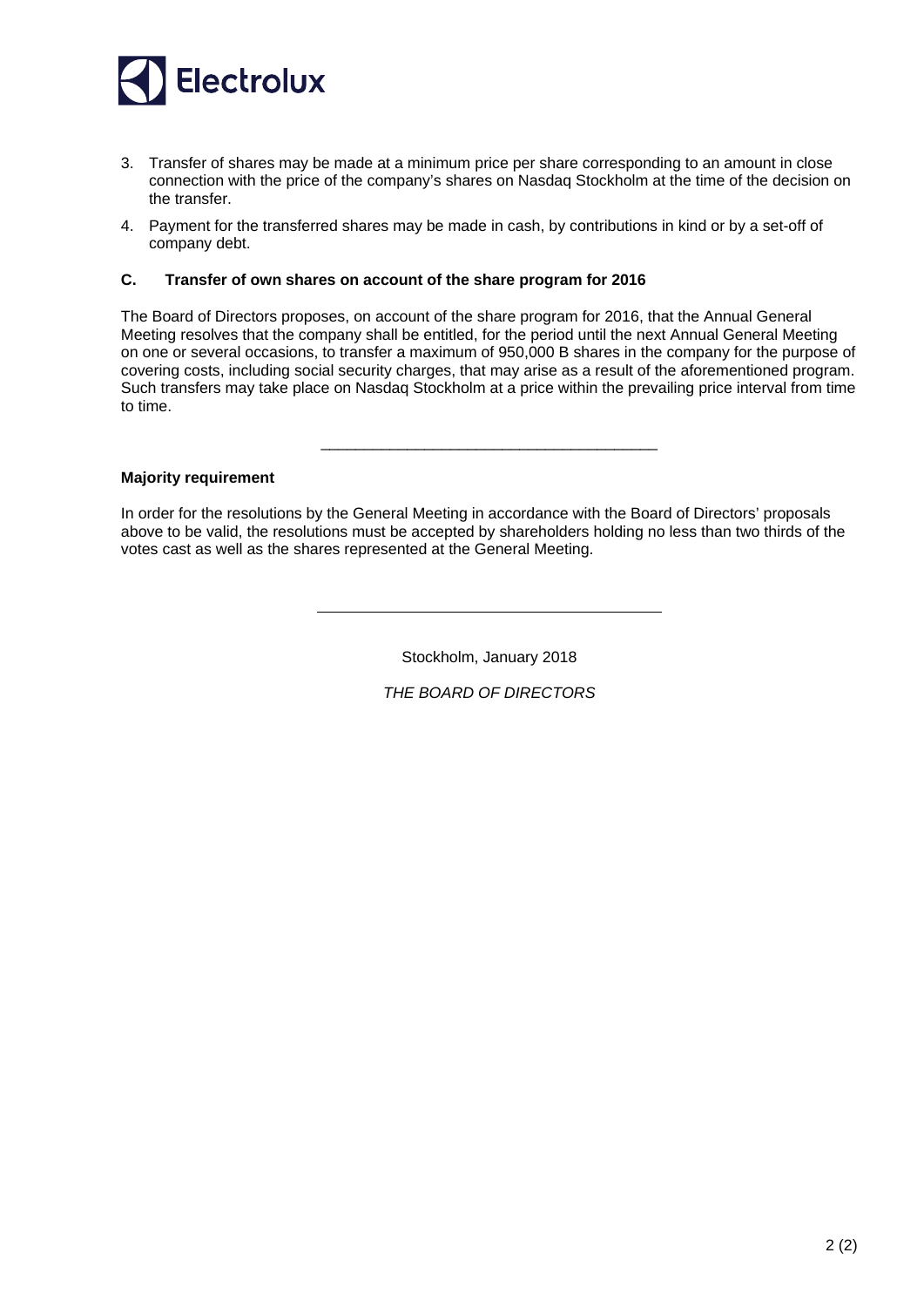3. Transfer of shares may be made at a minimum price per share corresponding to an amount in close connection with the price of the company's shares on Nasdaq Stockholm at the time of the decision on the transfer.
4. Payment for the transferred shares may be made in cash, by contributions in kind or by a set-off of company debt.

### C. Transfer of own shares on account of the share program for 2016

The Board of Directors proposes, on account of the share program for 2016, that the Annual General Meeting resolves that the company shall be entitled, for the period until the next Annual General Meeting on one or several occasions, to transfer a maximum of 950,000 B shares in the company for the purpose of covering costs, including social security charges, that may arise as a result of the aforementioned program. Such transfers may take place on Nasdaq Stockholm at a price within the prevailing price interval from time to time.

---

**Majority requirement**

In order for the resolutions by the General Meeting in accordance with the Board of Directors' proposals above to be valid, the resolutions must be accepted by shareholders holding no less than two thirds of the votes cast as well as the shares represented at the General Meeting.

---

Stockholm, January 2018

*THE BOARD OF DIRECTORS*